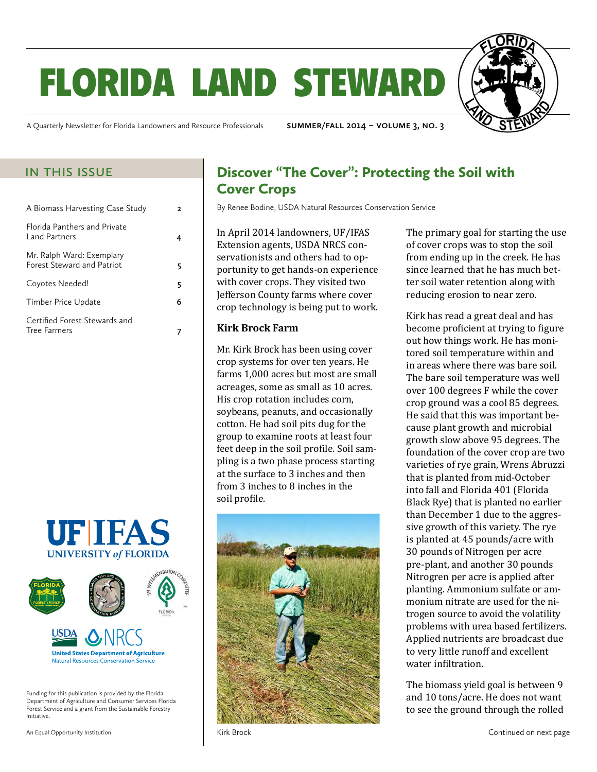# FLORIDA LAND STEWARD

A Quarterly Newsletter for Florida Landowners and Resource Professionals

SUMMER/FALL 2014 – VOLUME 3, NO. 3

## IN THIS ISSUE

| | |
|---|---|
| A Biomass Harvesting Case Study | 2 |
| Florida Panthers and Private Land Partners | 4 |
| Mr. Ralph Ward: Exemplary Forest Steward and Patriot | 5 |
| Coyotes Needed! | 5 |
| Timber Price Update | 6 |
| Certified Forest Stewards and Tree Farmers | 7 |

Funding for this publication is provided by the Florida Department of Agriculture and Consumer Services Florida Forest Service and a grant from the Sustainable Forestry Initiative.

An Equal Opportunity Institution.

## Discover "The Cover": Protecting the Soil with Cover Crops

By Renee Bodine, USDA Natural Resources Conservation Service

In April 2014 landowners, UF/IFAS Extension agents, USDA NRCS conservationists and others had to opportunity to get hands-on experience with cover crops. They visited two Jefferson County farms where cover crop technology is being put to work.

### Kirk Brock Farm

Mr. Kirk Brock has been using cover crop systems for over ten years. He farms 1,000 acres but most are small acreages, some as small as 10 acres. His crop rotation includes corn, soybeans, peanuts, and occasionally cotton. He had soil pits dug for the group to examine roots at least four feet deep in the soil profile. Soil sampling is a two phase process starting at the surface to 3 inches and then from 3 inches to 8 inches in the soil profile.

Kirk Brock

The primary goal for starting the use of cover crops was to stop the soil from ending up in the creek. He has since learned that he has much better soil water retention along with reducing erosion to near zero.

Kirk has read a great deal and has become proficient at trying to figure out how things work. He has monitored soil temperature within and in areas where there was bare soil. The bare soil temperature was well over 100 degrees F while the cover crop ground was a cool 85 degrees. He said that this was important because plant growth and microbial growth slow above 95 degrees. The foundation of the cover crop are two varieties of rye grain, Wrens Abruzzi that is planted from mid-October into fall and Florida 401 (Florida Black Rye) that is planted no earlier than December 1 due to the aggressive growth of this variety. The rye is planted at 45 pounds/acre with 30 pounds of Nitrogen per acre pre-plant, and another 30 pounds Nitrogren per acre is applied after planting. Ammonium sulfate or ammonium nitrate are used for the nitrogen source to avoid the volatility problems with urea based fertilizers. Applied nutrients are broadcast due to very little runoff and excellent water infiltration.

The biomass yield goal is between 9 and 10 tons/acre. He does not want to see the ground through the rolled

Continued on next page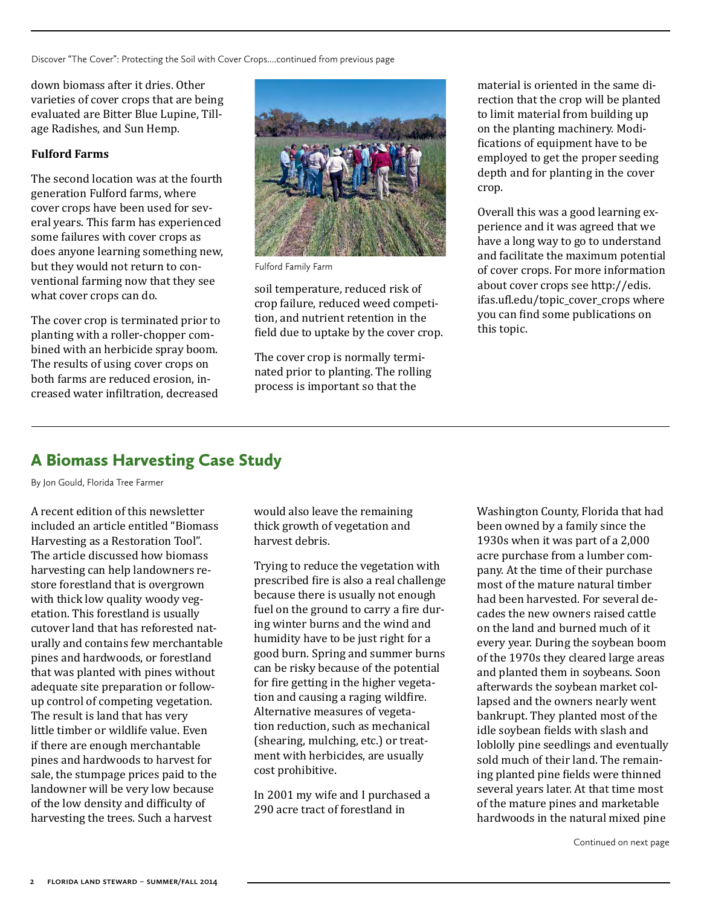Discover "The Cover": Protecting the Soil with Cover Crops....continued from previous page

down biomass after it dries. Other varieties of cover crops that are being evaluated are Bitter Blue Lupine, Tillage Radishes, and Sun Hemp.

**Fulford Farms**

The second location was at the fourth generation Fulford farms, where cover crops have been used for several years. This farm has experienced some failures with cover crops as does anyone learning something new, but they would not return to conventional farming now that they see what cover crops can do.

The cover crop is terminated prior to planting with a roller-chopper combined with an herbicide spray boom. The results of using cover crops on both farms are reduced erosion, increased water infiltration, decreased soil temperature, reduced risk of crop failure, reduced weed competition, and nutrient retention in the field due to uptake by the cover crop.

Fulford Family Farm

The cover crop is normally terminated prior to planting. The rolling process is important so that the material is oriented in the same direction that the crop will be planted to limit material from building up on the planting machinery. Modifications of equipment have to be employed to get the proper seeding depth and for planting in the cover crop.

Overall this was a good learning experience and it was agreed that we have a long way to go to understand and facilitate the maximum potential of cover crops. For more information about cover crops see http://edis.ifas.ufl.edu/topic_cover_crops where you can find some publications on this topic.

## A Biomass Harvesting Case Study

By Jon Gould, Florida Tree Farmer

A recent edition of this newsletter included an article entitled "Biomass Harvesting as a Restoration Tool". The article discussed how biomass harvesting can help landowners restore forestland that is overgrown with thick low quality woody vegetation. This forestland is usually cutover land that has reforested naturally and contains few merchantable pines and hardwoods, or forestland that was planted with pines without adequate site preparation or follow-up control of competing vegetation. The result is land that has very little timber or wildlife value. Even if there are enough merchantable pines and hardwoods to harvest for sale, the stumpage prices paid to the landowner will be very low because of the low density and difficulty of harvesting the trees. Such a harvest would also leave the remaining thick growth of vegetation and harvest debris.

Trying to reduce the vegetation with prescribed fire is also a real challenge because there is usually not enough fuel on the ground to carry a fire during winter burns and the wind and humidity have to be just right for a good burn. Spring and summer burns can be risky because of the potential for fire getting in the higher vegetation and causing a raging wildfire. Alternative measures of vegetation reduction, such as mechanical (shearing, mulching, etc.) or treatment with herbicides, are usually cost prohibitive.

In 2001 my wife and I purchased a 290 acre tract of forestland in Washington County, Florida that had been owned by a family since the 1930s when it was part of a 2,000 acre purchase from a lumber company. At the time of their purchase most of the mature natural timber had been harvested. For several decades the new owners raised cattle on the land and burned much of it every year. During the soybean boom of the 1970s they cleared large areas and planted them in soybeans. Soon afterwards the soybean market collapsed and the owners nearly went bankrupt. They planted most of the idle soybean fields with slash and loblolly pine seedlings and eventually sold much of their land. The remaining planted pine fields were thinned several years later. At that time most of the mature pines and marketable hardwoods in the natural mixed pine

Continued on next page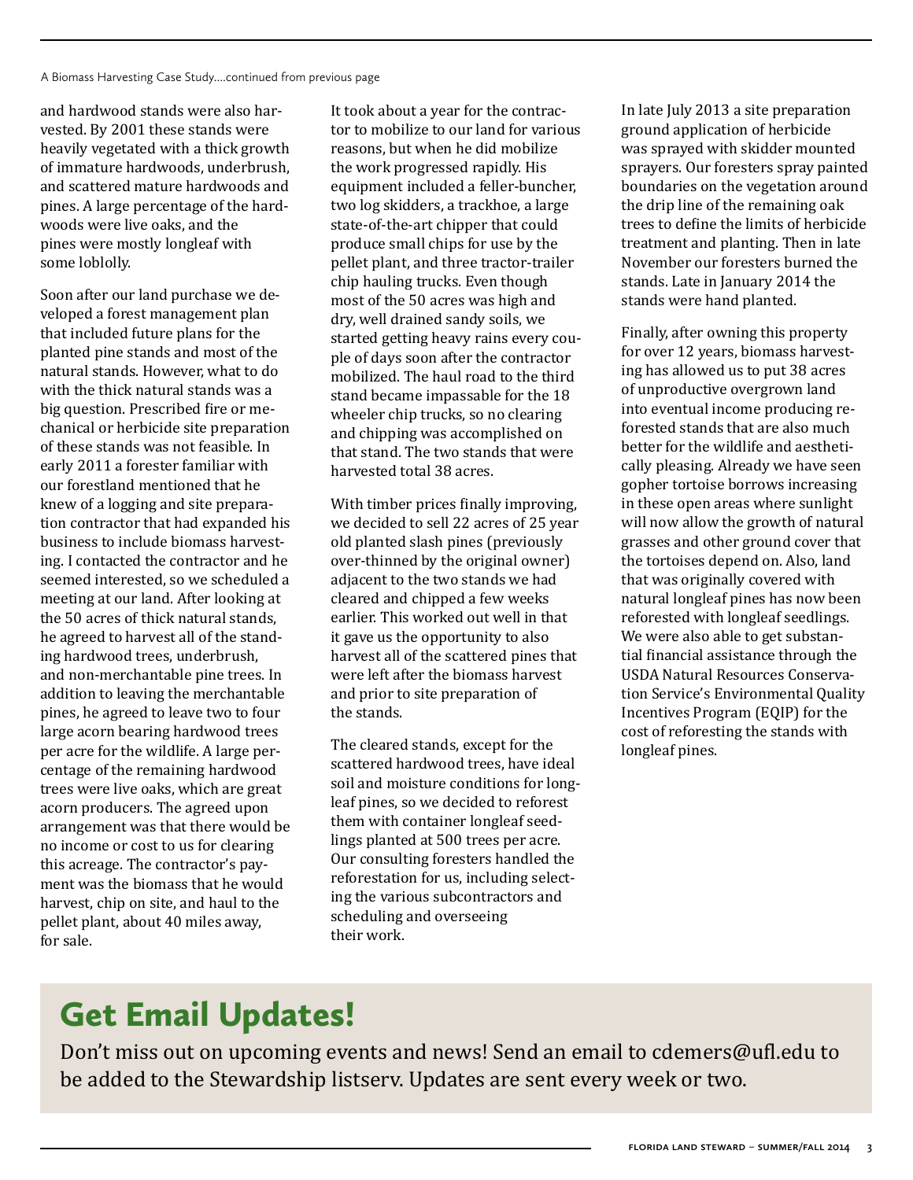A Biomass Harvesting Case Study....continued from previous page

and hardwood stands were also harvested. By 2001 these stands were heavily vegetated with a thick growth of immature hardwoods, underbrush, and scattered mature hardwoods and pines. A large percentage of the hardwoods were live oaks, and the pines were mostly longleaf with some loblolly.

Soon after our land purchase we developed a forest management plan that included future plans for the planted pine stands and most of the natural stands. However, what to do with the thick natural stands was a big question. Prescribed fire or mechanical or herbicide site preparation of these stands was not feasible. In early 2011 a forester familiar with our forestland mentioned that he knew of a logging and site preparation contractor that had expanded his business to include biomass harvesting. I contacted the contractor and he seemed interested, so we scheduled a meeting at our land. After looking at the 50 acres of thick natural stands, he agreed to harvest all of the standing hardwood trees, underbrush, and non-merchantable pine trees. In addition to leaving the merchantable pines, he agreed to leave two to four large acorn bearing hardwood trees per acre for the wildlife. A large percentage of the remaining hardwood trees were live oaks, which are great acorn producers. The agreed upon arrangement was that there would be no income or cost to us for clearing this acreage. The contractor's payment was the biomass that he would harvest, chip on site, and haul to the pellet plant, about 40 miles away, for sale.

It took about a year for the contractor to mobilize to our land for various reasons, but when he did mobilize the work progressed rapidly. His equipment included a feller-buncher, two log skidders, a trackhoe, a large state-of-the-art chipper that could produce small chips for use by the pellet plant, and three tractor-trailer chip hauling trucks. Even though most of the 50 acres was high and dry, well drained sandy soils, we started getting heavy rains every couple of days soon after the contractor mobilized. The haul road to the third stand became impassable for the 18 wheeler chip trucks, so no clearing and chipping was accomplished on that stand. The two stands that were harvested total 38 acres.

With timber prices finally improving, we decided to sell 22 acres of 25 year old planted slash pines (previously over-thinned by the original owner) adjacent to the two stands we had cleared and chipped a few weeks earlier. This worked out well in that it gave us the opportunity to also harvest all of the scattered pines that were left after the biomass harvest and prior to site preparation of the stands.

The cleared stands, except for the scattered hardwood trees, have ideal soil and moisture conditions for longleaf pines, so we decided to reforest them with container longleaf seedlings planted at 500 trees per acre. Our consulting foresters handled the reforestation for us, including selecting the various subcontractors and scheduling and overseeing their work.

In late July 2013 a site preparation ground application of herbicide was sprayed with skidder mounted sprayers. Our foresters spray painted boundaries on the vegetation around the drip line of the remaining oak trees to define the limits of herbicide treatment and planting. Then in late November our foresters burned the stands. Late in January 2014 the stands were hand planted.

Finally, after owning this property for over 12 years, biomass harvesting has allowed us to put 38 acres of unproductive overgrown land into eventual income producing reforested stands that are also much better for the wildlife and aesthetically pleasing. Already we have seen gopher tortoise borrows increasing in these open areas where sunlight will now allow the growth of natural grasses and other ground cover that the tortoises depend on. Also, land that was originally covered with natural longleaf pines has now been reforested with longleaf seedlings. We were also able to get substantial financial assistance through the USDA Natural Resources Conservation Service's Environmental Quality Incentives Program (EQIP) for the cost of reforesting the stands with longleaf pines.

## Get Email Updates!

Don't miss out on upcoming events and news! Send an email to cdemers@ufl.edu to be added to the Stewardship listserv. Updates are sent every week or two.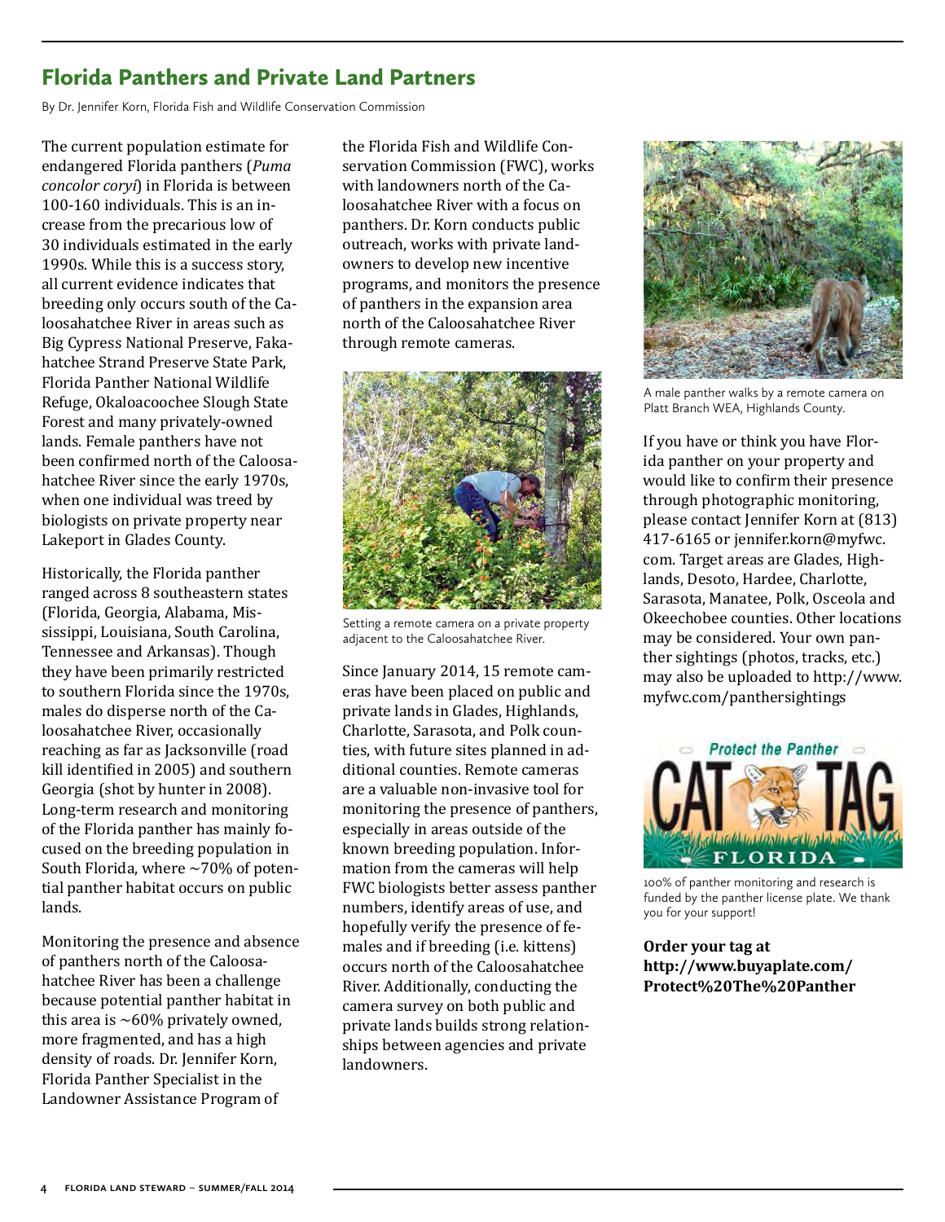## Florida Panthers and Private Land Partners

By Dr. Jennifer Korn, Florida Fish and Wildlife Conservation Commission

The current population estimate for endangered Florida panthers (*Puma concolor coryi*) in Florida is between 100-160 individuals. This is an increase from the precarious low of 30 individuals estimated in the early 1990s. While this is a success story, all current evidence indicates that breeding only occurs south of the Caloosahatchee River in areas such as Big Cypress National Preserve, Fakahatchee Strand Preserve State Park, Florida Panther National Wildlife Refuge, Okaloacoochee Slough State Forest and many privately-owned lands. Female panthers have not been confirmed north of the Caloosahatchee River since the early 1970s, when one individual was treed by biologists on private property near Lakeport in Glades County.

Historically, the Florida panther ranged across 8 southeastern states (Florida, Georgia, Alabama, Mississippi, Louisiana, South Carolina, Tennessee and Arkansas). Though they have been primarily restricted to southern Florida since the 1970s, males do disperse north of the Caloosahatchee River, occasionally reaching as far as Jacksonville (road kill identified in 2005) and southern Georgia (shot by hunter in 2008). Long-term research and monitoring of the Florida panther has mainly focused on the breeding population in South Florida, where ~70% of potential panther habitat occurs on public lands.

Monitoring the presence and absence of panthers north of the Caloosahatchee River has been a challenge because potential panther habitat in this area is ~60% privately owned, more fragmented, and has a high density of roads. Dr. Jennifer Korn, Florida Panther Specialist in the Landowner Assistance Program of the Florida Fish and Wildlife Conservation Commission (FWC), works with landowners north of the Caloosahatchee River with a focus on panthers. Dr. Korn conducts public outreach, works with private landowners to develop new incentive programs, and monitors the presence of panthers in the expansion area north of the Caloosahatchee River through remote cameras.

Setting a remote camera on a private property adjacent to the Caloosahatchee River.

Since January 2014, 15 remote cameras have been placed on public and private lands in Glades, Highlands, Charlotte, Sarasota, and Polk counties, with future sites planned in additional counties. Remote cameras are a valuable non-invasive tool for monitoring the presence of panthers, especially in areas outside of the known breeding population. Information from the cameras will help FWC biologists better assess panther numbers, identify areas of use, and hopefully verify the presence of females and if breeding (i.e. kittens) occurs north of the Caloosahatchee River. Additionally, conducting the camera survey on both public and private lands builds strong relationships between agencies and private landowners.

A male panther walks by a remote camera on Platt Branch WEA, Highlands County.

If you have or think you have Florida panther on your property and would like to confirm their presence through photographic monitoring, please contact Jennifer Korn at (813) 417-6165 or jennifer.korn@myfwc.com. Target areas are Glades, Highlands, Desoto, Hardee, Charlotte, Sarasota, Manatee, Polk, Osceola and Okeechobee counties. Other locations may be considered. Your own panther sightings (photos, tracks, etc.) may also be uploaded to http://www.myfwc.com/panthersightings

100% of panther monitoring and research is funded by the panther license plate. We thank you for your support!

**Order your tag at http://www.buyaplate.com/Protect%20The%20Panther**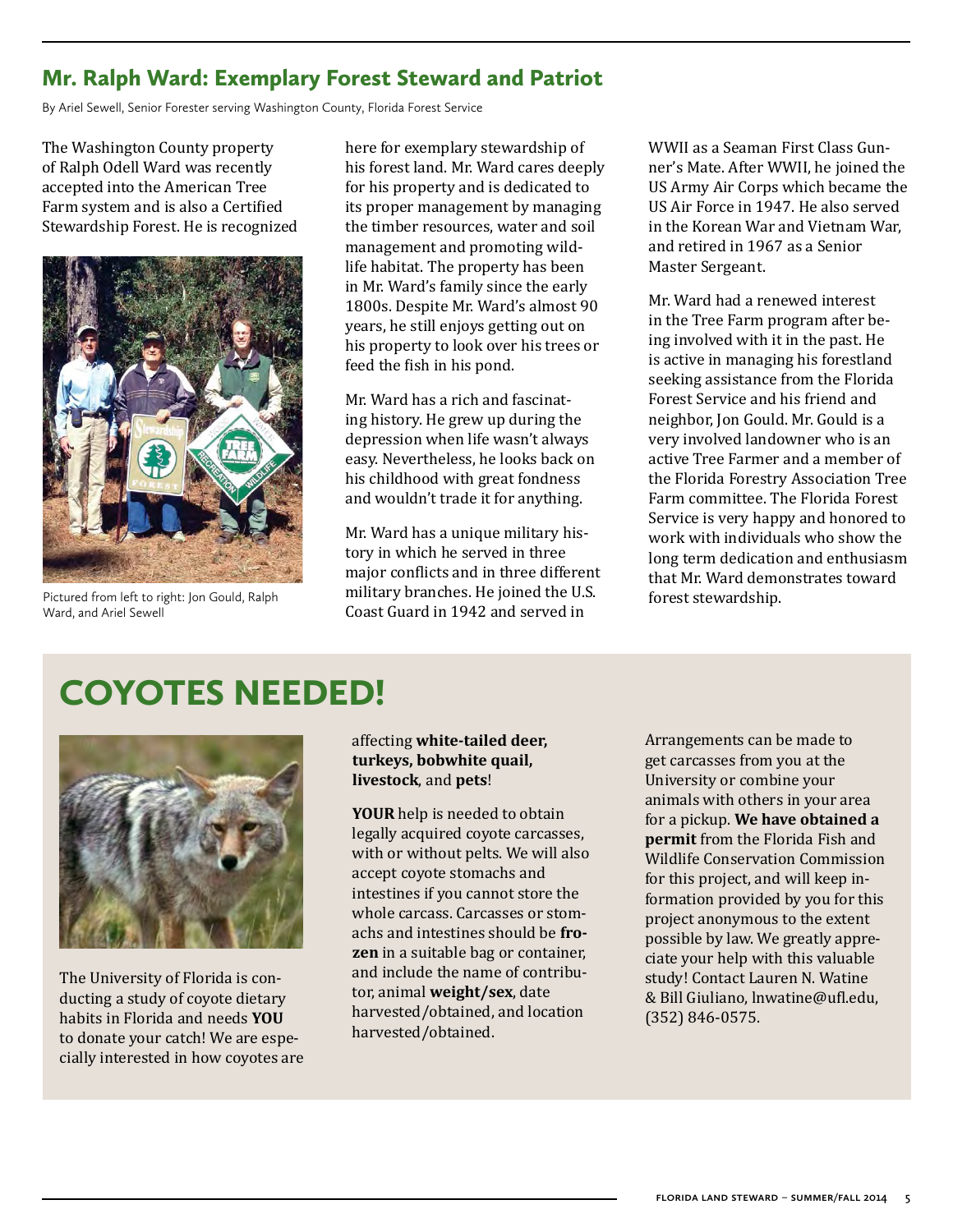## Mr. Ralph Ward: Exemplary Forest Steward and Patriot

By Ariel Sewell, Senior Forester serving Washington County, Florida Forest Service

The Washington County property of Ralph Odell Ward was recently accepted into the American Tree Farm system and is also a Certified Stewardship Forest. He is recognized here for exemplary stewardship of his forest land. Mr. Ward cares deeply for his property and is dedicated to its proper management by managing the timber resources, water and soil management and promoting wildlife habitat. The property has been in Mr. Ward's family since the early 1800s. Despite Mr. Ward's almost 90 years, he still enjoys getting out on his property to look over his trees or feed the fish in his pond.

Pictured from left to right: Jon Gould, Ralph Ward, and Ariel Sewell

Mr. Ward has a rich and fascinating history. He grew up during the depression when life wasn't always easy. Nevertheless, he looks back on his childhood with great fondness and wouldn't trade it for anything.

Mr. Ward has a unique military history in which he served in three major conflicts and in three different military branches. He joined the U.S. Coast Guard in 1942 and served in WWII as a Seaman First Class Gunner's Mate. After WWII, he joined the US Army Air Corps which became the US Air Force in 1947. He also served in the Korean War and Vietnam War, and retired in 1967 as a Senior Master Sergeant.

Mr. Ward had a renewed interest in the Tree Farm program after being involved with it in the past. He is active in managing his forestland seeking assistance from the Florida Forest Service and his friend and neighbor, Jon Gould. Mr. Gould is a very involved landowner who is an active Tree Farmer and a member of the Florida Forestry Association Tree Farm committee. The Florida Forest Service is very happy and honored to work with individuals who show the long term dedication and enthusiasm that Mr. Ward demonstrates toward forest stewardship.

# COYOTES NEEDED!

The University of Florida is conducting a study of coyote dietary habits in Florida and needs **YOU** to donate your catch! We are especially interested in how coyotes are affecting **white-tailed deer, turkeys, bobwhite quail, livestock**, and **pets**!

**YOUR** help is needed to obtain legally acquired coyote carcasses, with or without pelts. We will also accept coyote stomachs and intestines if you cannot store the whole carcass. Carcasses or stomachs and intestines should be **frozen** in a suitable bag or container, and include the name of contributor, animal **weight/sex**, date harvested/obtained, and location harvested/obtained.

Arrangements can be made to get carcasses from you at the University or combine your animals with others in your area for a pickup. **We have obtained a permit** from the Florida Fish and Wildlife Conservation Commission for this project, and will keep information provided by you for this project anonymous to the extent possible by law. We greatly appreciate your help with this valuable study! Contact Lauren N. Watine & Bill Giuliano, lnwatine@ufl.edu, (352) 846-0575.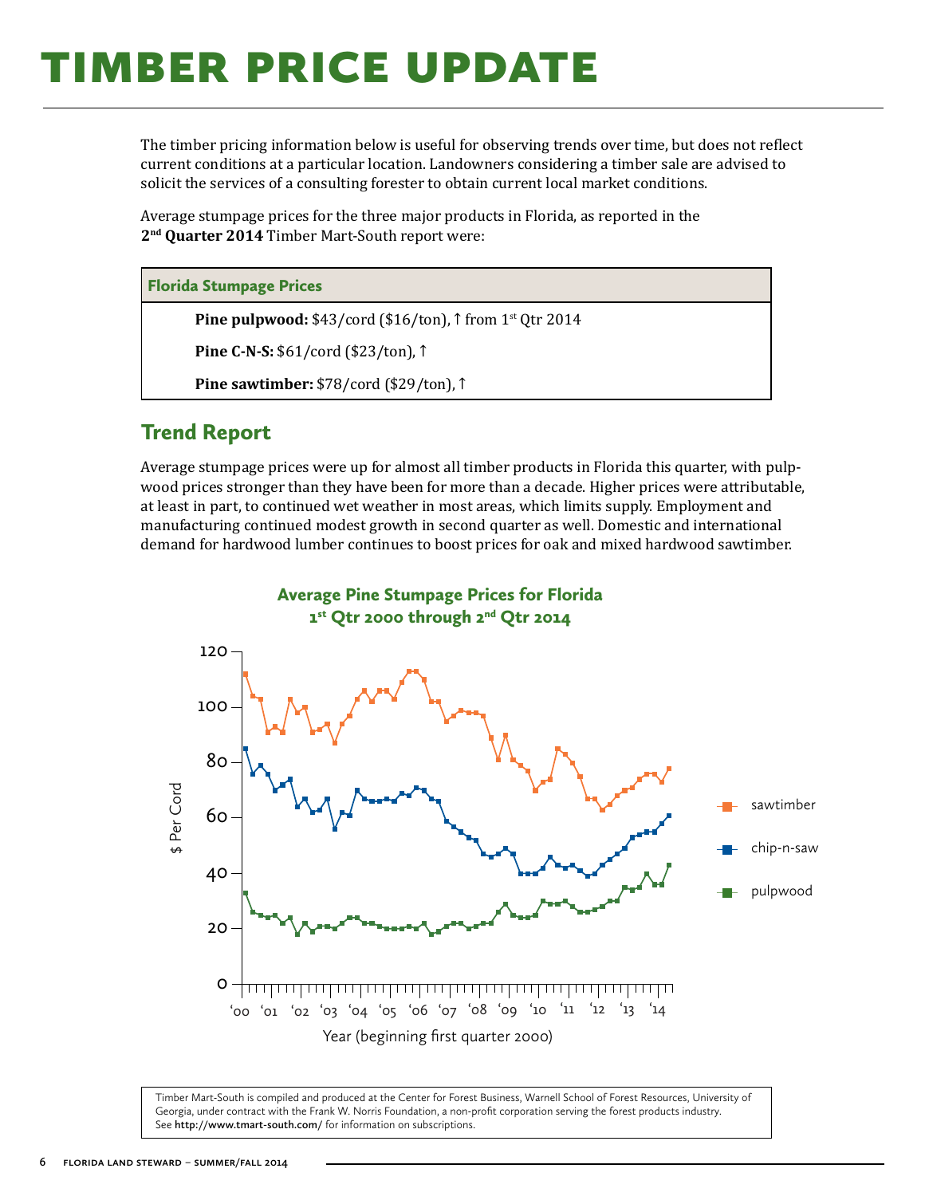# TIMBER PRICE UPDATE

The timber pricing information below is useful for observing trends over time, but does not reflect current conditions at a particular location. Landowners considering a timber sale are advised to solicit the services of a consulting forester to obtain current local market conditions.

Average stumpage prices for the three major products in Florida, as reported in the **2nd Quarter 2014** Timber Mart-South report were:

| Florida Stumpage Prices |
|---|
| **Pine pulpwood:** $43/cord ($16/ton), ↑ from 1st Qtr 2014 |
| **Pine C-N-S:** $61/cord ($23/ton), ↑ |
| **Pine sawtimber:** $78/cord ($29/ton), ↑ |

## Trend Report

Average stumpage prices were up for almost all timber products in Florida this quarter, with pulpwood prices stronger than they have been for more than a decade. Higher prices were attributable, at least in part, to continued wet weather in most areas, which limits supply. Employment and manufacturing continued modest growth in second quarter as well. Domestic and international demand for hardwood lumber continues to boost prices for oak and mixed hardwood sawtimber.

**Average Pine Stumpage Prices for Florida**
**1st Qtr 2000 through 2nd Qtr 2014**

Timber Mart-South is compiled and produced at the Center for Forest Business, Warnell School of Forest Resources, University of Georgia, under contract with the Frank W. Norris Foundation, a non-profit corporation serving the forest products industry. See **http://www.tmart-south.com/** for information on subscriptions.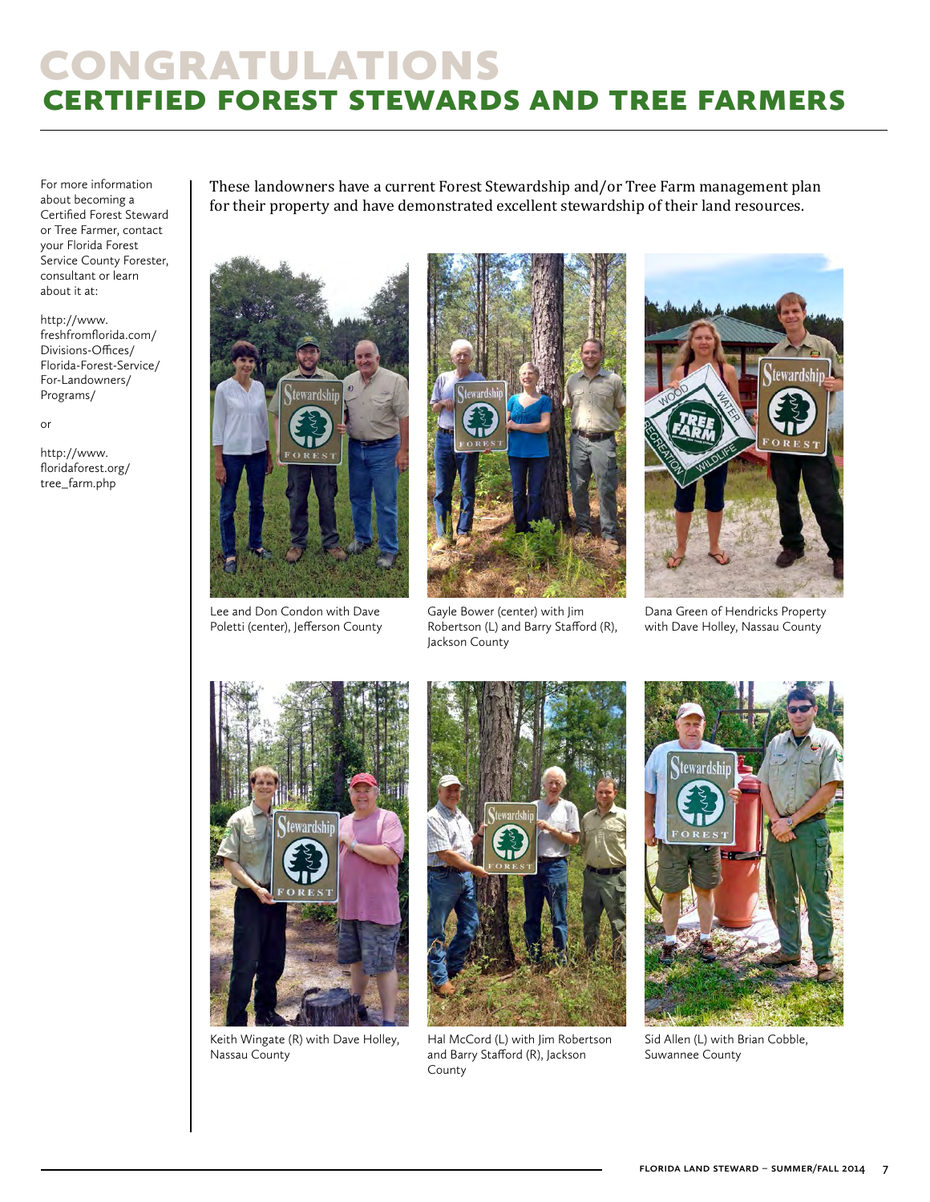# CONGRATULATIONS

## CERTIFIED FOREST STEWARDS AND TREE FARMERS

For more information about becoming a Certified Forest Steward or Tree Farmer, contact your Florida Forest Service County Forester, consultant or learn about it at:

http://www.freshfromflorida.com/Divisions-Offices/Florida-Forest-Service/For-Landowners/Programs/

or

http://www.floridaforest.org/tree_farm.php

These landowners have a current Forest Stewardship and/or Tree Farm management plan for their property and have demonstrated excellent stewardship of their land resources.

Lee and Don Condon with Dave Poletti (center), Jefferson County

Gayle Bower (center) with Jim Robertson (L) and Barry Stafford (R), Jackson County

Dana Green of Hendricks Property with Dave Holley, Nassau County

Keith Wingate (R) with Dave Holley, Nassau County

Hal McCord (L) with Jim Robertson and Barry Stafford (R), Jackson County

Sid Allen (L) with Brian Cobble, Suwannee County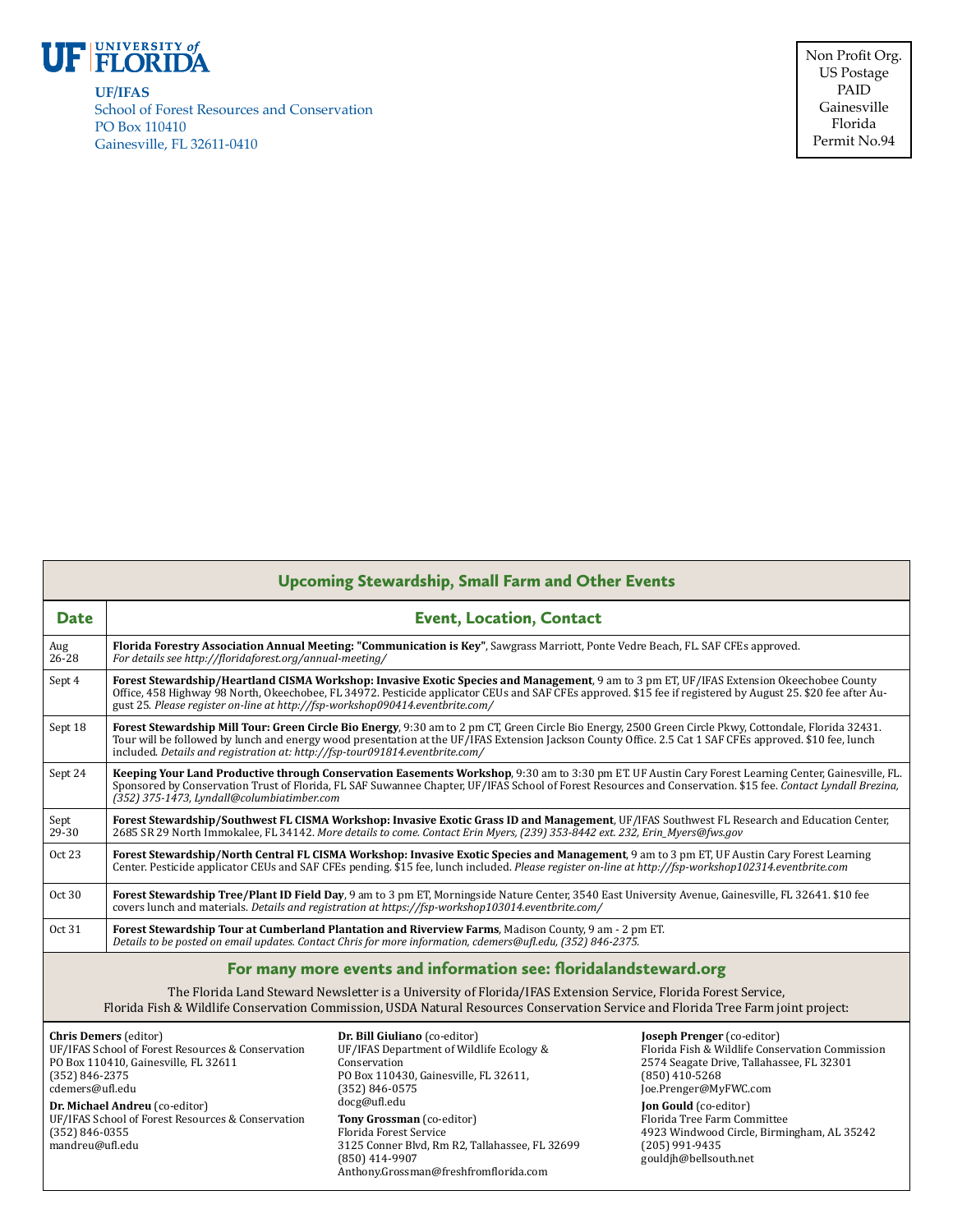UNIVERSITY of FLORIDA

**UF/IFAS**
School of Forest Resources and Conservation
PO Box 110410
Gainesville, FL 32611-0410

Non Profit Org.
US Postage
PAID
Gainesville
Florida
Permit No.94

## Upcoming Stewardship, Small Farm and Other Events

| Date | Event, Location, Contact |
|---|---|
| Aug 26-28 | **Florida Forestry Association Annual Meeting: "Communication is Key"**, Sawgrass Marriott, Ponte Vedre Beach, FL. SAF CFEs approved. *For details see http://floridaforest.org/annual-meeting/* |
| Sept 4 | **Forest Stewardship/Heartland CISMA Workshop: Invasive Exotic Species and Management**, 9 am to 3 pm ET, UF/IFAS Extension Okeechobee County Office, 458 Highway 98 North, Okeechobee, FL 34972. Pesticide applicator CEUs and SAF CFEs approved. $15 fee if registered by August 25. $20 fee after August 25. *Please register on-line at http://fsp-workshop090414.eventbrite.com/* |
| Sept 18 | **Forest Stewardship Mill Tour: Green Circle Bio Energy**, 9:30 am to 2 pm CT, Green Circle Bio Energy, 2500 Green Circle Pkwy, Cottondale, Florida 32431. Tour will be followed by lunch and energy wood presentation at the UF/IFAS Extension Jackson County Office. 2.5 Cat 1 SAF CFEs approved. $10 fee, lunch included. *Details and registration at: http://fsp-tour091814.eventbrite.com/* |
| Sept 24 | **Keeping Your Land Productive through Conservation Easements Workshop**, 9:30 am to 3:30 pm ET. UF Austin Cary Forest Learning Center, Gainesville, FL. Sponsored by Conservation Trust of Florida, FL SAF Suwannee Chapter, UF/IFAS School of Forest Resources and Conservation. $15 fee. *Contact Lyndall Brezina, (352) 375-1473, Lyndall@columbiatimber.com* |
| Sept 29-30 | **Forest Stewardship/Southwest FL CISMA Workshop: Invasive Exotic Grass ID and Management**, UF/IFAS Southwest FL Research and Education Center, 2685 SR 29 North Immokalee, FL 34142. *More details to come. Contact Erin Myers, (239) 353-8442 ext. 232, Erin_Myers@fws.gov* |
| Oct 23 | **Forest Stewardship/North Central FL CISMA Workshop: Invasive Exotic Species and Management**, 9 am to 3 pm ET, UF Austin Cary Forest Learning Center. Pesticide applicator CEUs and SAF CFEs pending. $15 fee, lunch included. *Please register on-line at http://fsp-workshop102314.eventbrite.com* |
| Oct 30 | **Forest Stewardship Tree/Plant ID Field Day**, 9 am to 3 pm ET, Morningside Nature Center, 3540 East University Avenue, Gainesville, FL 32641. $10 fee covers lunch and materials. *Details and registration at https://fsp-workshop103014.eventbrite.com/* |
| Oct 31 | **Forest Stewardship Tour at Cumberland Plantation and Riverview Farms**, Madison County, 9 am - 2 pm ET. *Details to be posted on email updates. Contact Chris for more information, cdemers@ufl.edu, (352) 846-2375.* |

### For many more events and information see: floridalandsteward.org

The Florida Land Steward Newsletter is a University of Florida/IFAS Extension Service, Florida Forest Service, Florida Fish & Wildlife Conservation Commission, USDA Natural Resources Conservation Service and Florida Tree Farm joint project:

**Chris Demers** (editor)
UF/IFAS School of Forest Resources & Conservation
PO Box 110410, Gainesville, FL 32611
(352) 846-2375
cdemers@ufl.edu

**Dr. Michael Andreu** (co-editor)
UF/IFAS School of Forest Resources & Conservation
(352) 846-0355
mandreu@ufl.edu

**Dr. Bill Giuliano** (co-editor)
UF/IFAS Department of Wildlife Ecology & Conservation
PO Box 110430, Gainesville, FL 32611,
(352) 846-0575
docg@ufl.edu

**Tony Grossman** (co-editor)
Florida Forest Service
3125 Conner Blvd, Rm R2, Tallahassee, FL 32699
(850) 414-9907
Anthony.Grossman@freshfromflorida.com

**Joseph Prenger** (co-editor)
Florida Fish & Wildlife Conservation Commission
2574 Seagate Drive, Tallahassee, FL 32301
(850) 410-5268
Joe.Prenger@MyFWC.com

**Jon Gould** (co-editor)
Florida Tree Farm Committee
4923 Windwood Circle, Birmingham, AL 35242
(205) 991-9435
gouldjh@bellsouth.net